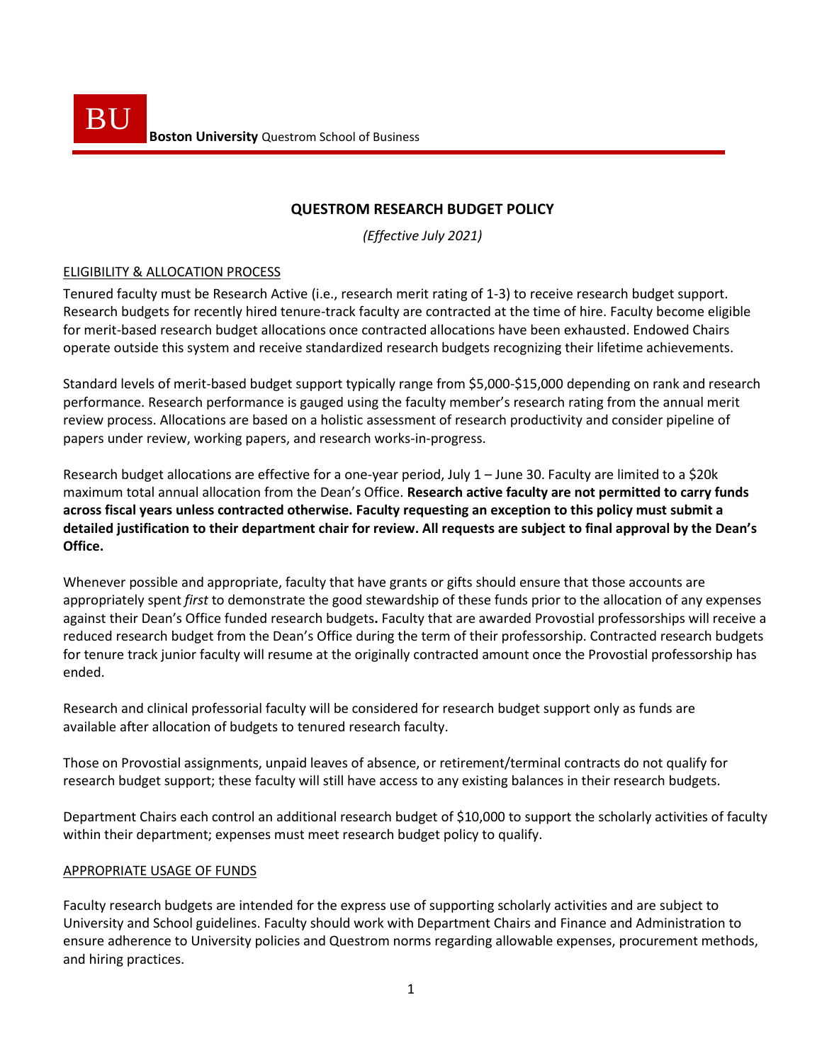**Boston University** Questrom School of Business

# QUESTROM RESEARCH BUDGET POLICY

*(Effective July 2021)*

## ELIGIBILITY & ALLOCATION PROCESS

Tenured faculty must be Research Active (i.e., research merit rating of 1-3) to receive research budget support. Research budgets for recently hired tenure-track faculty are contracted at the time of hire. Faculty become eligible for merit-based research budget allocations once contracted allocations have been exhausted. Endowed Chairs operate outside this system and receive standardized research budgets recognizing their lifetime achievements.

Standard levels of merit-based budget support typically range from $5,000-$15,000 depending on rank and research performance. Research performance is gauged using the faculty member's research rating from the annual merit review process. Allocations are based on a holistic assessment of research productivity and consider pipeline of papers under review, working papers, and research works-in-progress.

Research budget allocations are effective for a one-year period, July 1 – June 30. Faculty are limited to a $20k maximum total annual allocation from the Dean's Office. **Research active faculty are not permitted to carry funds across fiscal years unless contracted otherwise. Faculty requesting an exception to this policy must submit a detailed justification to their department chair for review. All requests are subject to final approval by the Dean's Office.**

Whenever possible and appropriate, faculty that have grants or gifts should ensure that those accounts are appropriately spent *first* to demonstrate the good stewardship of these funds prior to the allocation of any expenses against their Dean's Office funded research budgets**.** Faculty that are awarded Provostial professorships will receive a reduced research budget from the Dean's Office during the term of their professorship. Contracted research budgets for tenure track junior faculty will resume at the originally contracted amount once the Provostial professorship has ended.

Research and clinical professorial faculty will be considered for research budget support only as funds are available after allocation of budgets to tenured research faculty.

Those on Provostial assignments, unpaid leaves of absence, or retirement/terminal contracts do not qualify for research budget support; these faculty will still have access to any existing balances in their research budgets.

Department Chairs each control an additional research budget of $10,000 to support the scholarly activities of faculty within their department; expenses must meet research budget policy to qualify.

## APPROPRIATE USAGE OF FUNDS

Faculty research budgets are intended for the express use of supporting scholarly activities and are subject to University and School guidelines. Faculty should work with Department Chairs and Finance and Administration to ensure adherence to University policies and Questrom norms regarding allowable expenses, procurement methods, and hiring practices.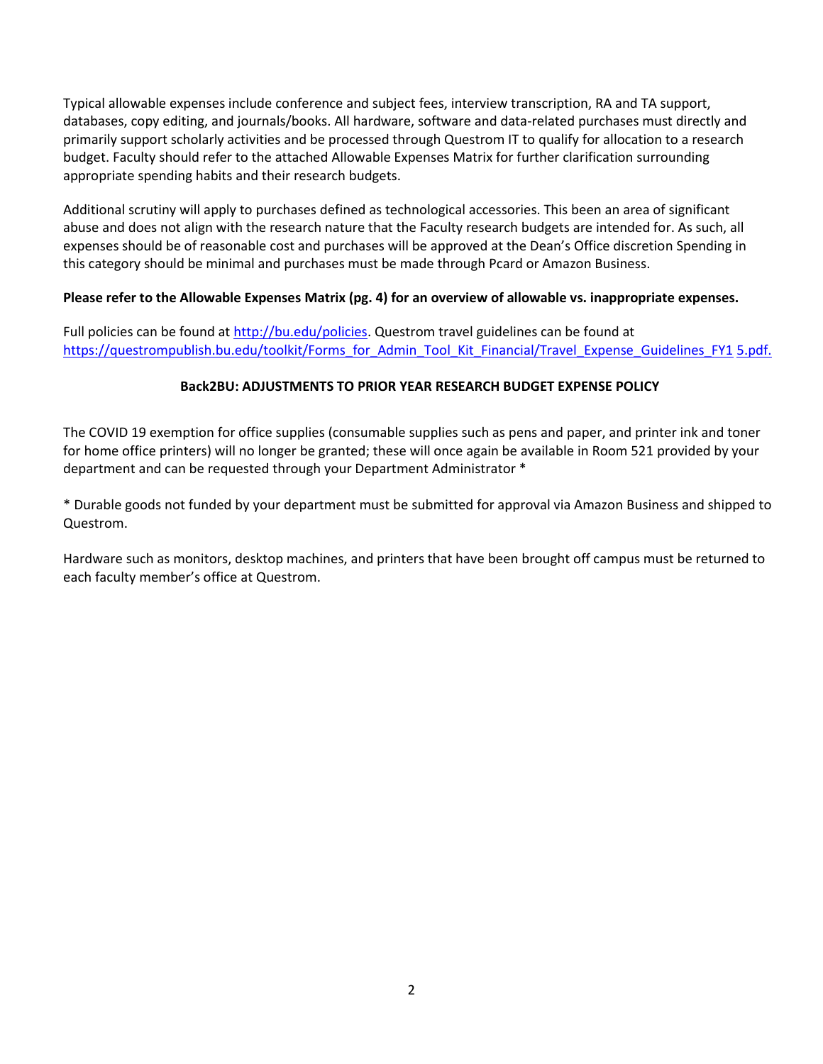Typical allowable expenses include conference and subject fees, interview transcription, RA and TA support, databases, copy editing, and journals/books. All hardware, software and data-related purchases must directly and primarily support scholarly activities and be processed through Questrom IT to qualify for allocation to a research budget. Faculty should refer to the attached Allowable Expenses Matrix for further clarification surrounding appropriate spending habits and their research budgets.

Additional scrutiny will apply to purchases defined as technological accessories. This been an area of significant abuse and does not align with the research nature that the Faculty research budgets are intended for. As such, all expenses should be of reasonable cost and purchases will be approved at the Dean's Office discretion Spending in this category should be minimal and purchases must be made through Pcard or Amazon Business.

**Please refer to the Allowable Expenses Matrix (pg. 4) for an overview of allowable vs. inappropriate expenses.**

Full policies can be found at http://bu.edu/policies. Questrom travel guidelines can be found at https://questrompublish.bu.edu/toolkit/Forms_for_Admin_Tool_Kit_Financial/Travel_Expense_Guidelines_FY15.pdf.

## Back2BU: ADJUSTMENTS TO PRIOR YEAR RESEARCH BUDGET EXPENSE POLICY

The COVID 19 exemption for office supplies (consumable supplies such as pens and paper, and printer ink and toner for home office printers) will no longer be granted; these will once again be available in Room 521 provided by your department and can be requested through your Department Administrator *

* Durable goods not funded by your department must be submitted for approval via Amazon Business and shipped to Questrom.

Hardware such as monitors, desktop machines, and printers that have been brought off campus must be returned to each faculty member's office at Questrom.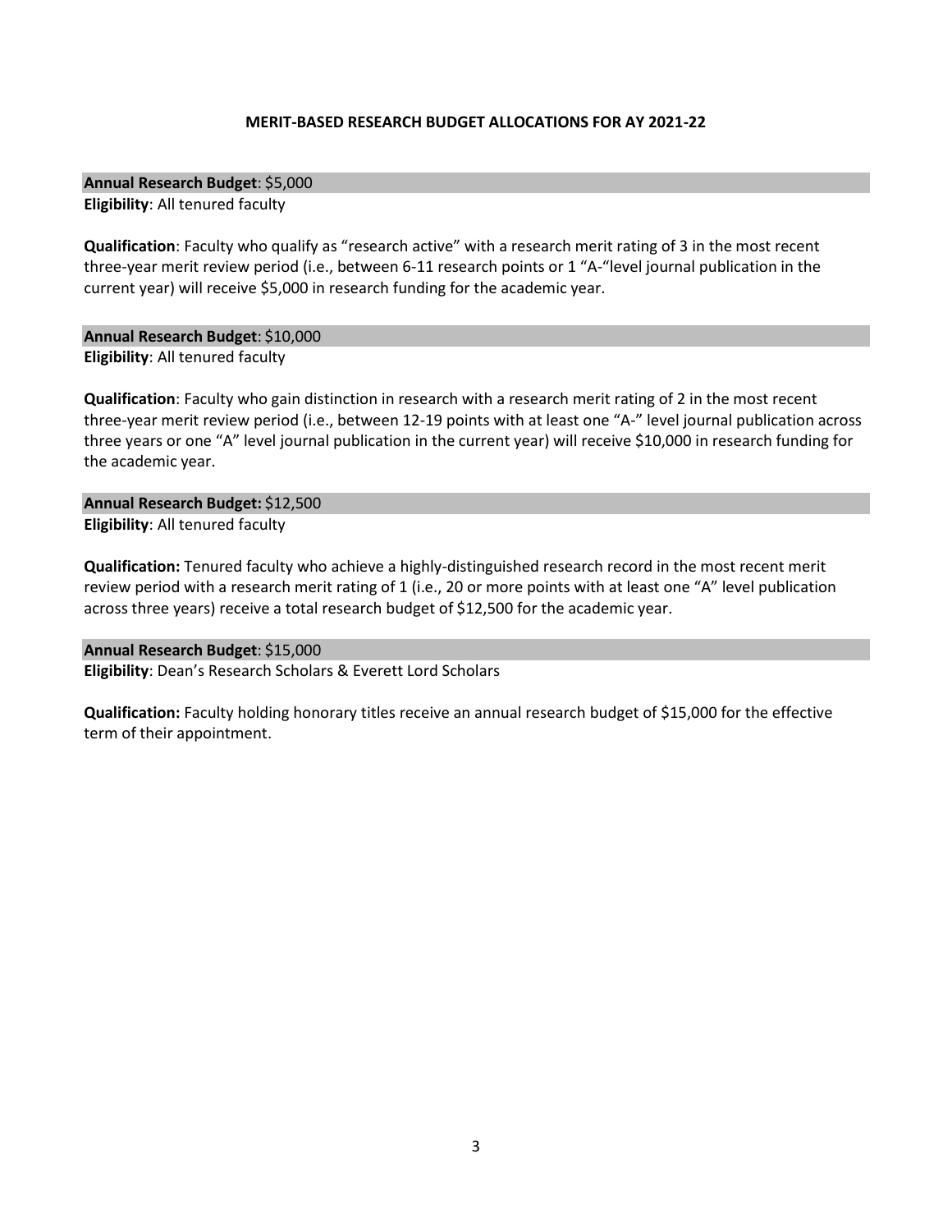# MERIT-BASED RESEARCH BUDGET ALLOCATIONS FOR AY 2021-22

**Annual Research Budget**: $5,000

**Eligibility**: All tenured faculty

**Qualification**: Faculty who qualify as "research active" with a research merit rating of 3 in the most recent three-year merit review period (i.e., between 6-11 research points or 1 "A-"level journal publication in the current year) will receive $5,000 in research funding for the academic year.

**Annual Research Budget**: $10,000

**Eligibility**: All tenured faculty

**Qualification**: Faculty who gain distinction in research with a research merit rating of 2 in the most recent three-year merit review period (i.e., between 12-19 points with at least one "A-" level journal publication across three years or one "A" level journal publication in the current year) will receive $10,000 in research funding for the academic year.

**Annual Research Budget:** $12,500

**Eligibility**: All tenured faculty

**Qualification:** Tenured faculty who achieve a highly-distinguished research record in the most recent merit review period with a research merit rating of 1 (i.e., 20 or more points with at least one "A" level publication across three years) receive a total research budget of $12,500 for the academic year.

**Annual Research Budget**: $15,000

**Eligibility**: Dean's Research Scholars & Everett Lord Scholars

**Qualification:** Faculty holding honorary titles receive an annual research budget of $15,000 for the effective term of their appointment.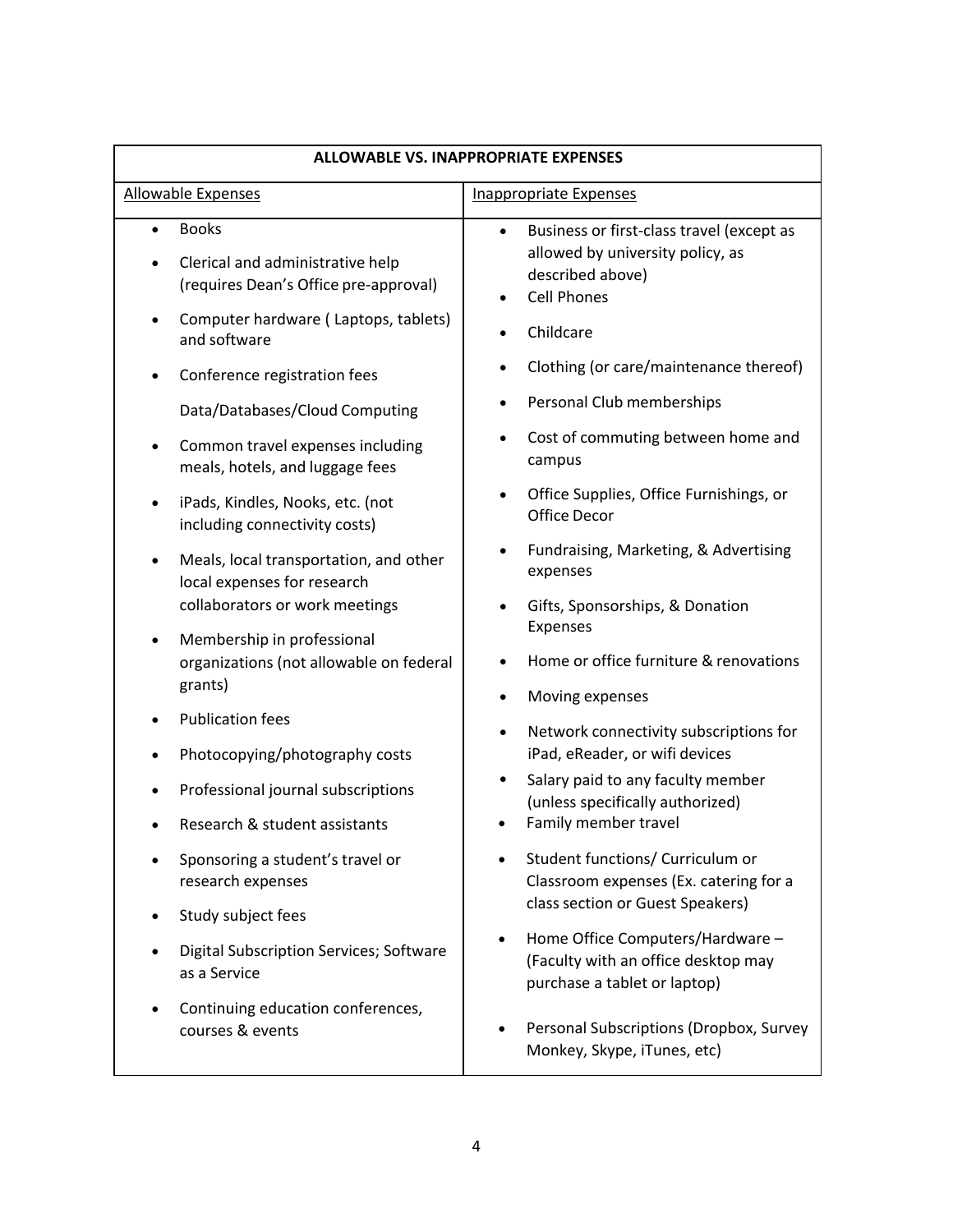| ALLOWABLE VS. INAPPROPRIATE EXPENSES | |
|---|---|
| Allowable Expenses | Inappropriate Expenses |
| • Books<br>• Clerical and administrative help (requires Dean's Office pre-approval)<br>• Computer hardware ( Laptops, tablets) and software<br>• Conference registration fees<br>Data/Databases/Cloud Computing<br>• Common travel expenses including meals, hotels, and luggage fees<br>• iPads, Kindles, Nooks, etc. (not including connectivity costs)<br>• Meals, local transportation, and other local expenses for research collaborators or work meetings<br>• Membership in professional organizations (not allowable on federal grants)<br>• Publication fees<br>• Photocopying/photography costs<br>• Professional journal subscriptions<br>• Research & student assistants<br>• Sponsoring a student's travel or research expenses<br>• Study subject fees<br>• Digital Subscription Services; Software as a Service<br>• Continuing education conferences, courses & events | • Business or first-class travel (except as allowed by university policy, as described above)<br>• Cell Phones<br>• Childcare<br>• Clothing (or care/maintenance thereof)<br>• Personal Club memberships<br>• Cost of commuting between home and campus<br>• Office Supplies, Office Furnishings, or Office Decor<br>• Fundraising, Marketing, & Advertising expenses<br>• Gifts, Sponsorships, & Donation Expenses<br>• Home or office furniture & renovations<br>• Moving expenses<br>• Network connectivity subscriptions for iPad, eReader, or wifi devices<br>• Salary paid to any faculty member (unless specifically authorized)<br>• Family member travel<br>• Student functions/ Curriculum or Classroom expenses (Ex. catering for a class section or Guest Speakers)<br>• Home Office Computers/Hardware – (Faculty with an office desktop may purchase a tablet or laptop)<br>• Personal Subscriptions (Dropbox, Survey Monkey, Skype, iTunes, etc) |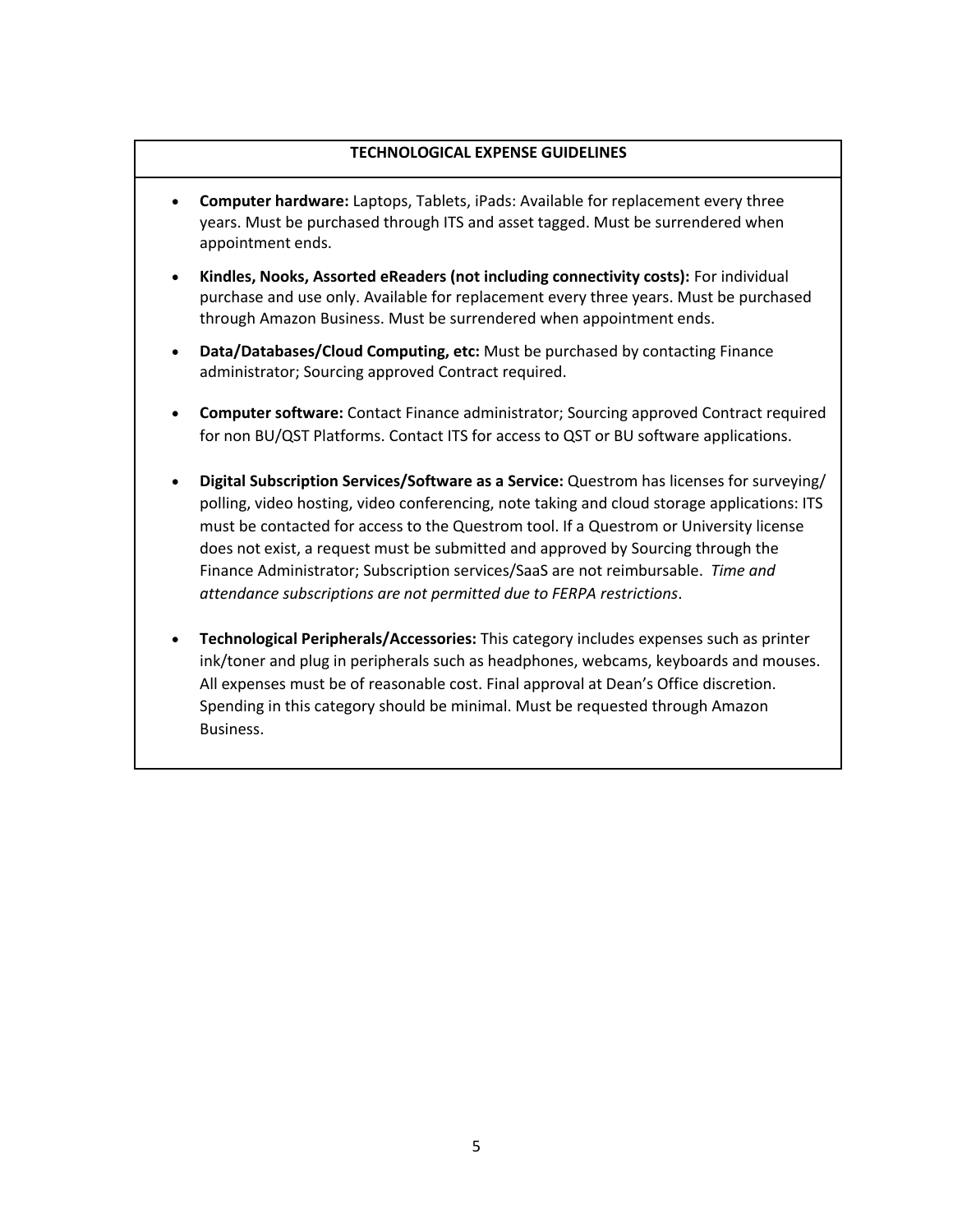## TECHNOLOGICAL EXPENSE GUIDELINES

- **Computer hardware:** Laptops, Tablets, iPads: Available for replacement every three years. Must be purchased through ITS and asset tagged. Must be surrendered when appointment ends.
- **Kindles, Nooks, Assorted eReaders (not including connectivity costs):** For individual purchase and use only. Available for replacement every three years. Must be purchased through Amazon Business. Must be surrendered when appointment ends.
- **Data/Databases/Cloud Computing, etc:** Must be purchased by contacting Finance administrator; Sourcing approved Contract required.
- **Computer software:** Contact Finance administrator; Sourcing approved Contract required for non BU/QST Platforms. Contact ITS for access to QST or BU software applications.
- **Digital Subscription Services/Software as a Service:** Questrom has licenses for surveying/ polling, video hosting, video conferencing, note taking and cloud storage applications: ITS must be contacted for access to the Questrom tool. If a Questrom or University license does not exist, a request must be submitted and approved by Sourcing through the Finance Administrator; Subscription services/SaaS are not reimbursable. *Time and attendance subscriptions are not permitted due to FERPA restrictions*.
- **Technological Peripherals/Accessories:** This category includes expenses such as printer ink/toner and plug in peripherals such as headphones, webcams, keyboards and mouses. All expenses must be of reasonable cost. Final approval at Dean's Office discretion. Spending in this category should be minimal. Must be requested through Amazon Business.